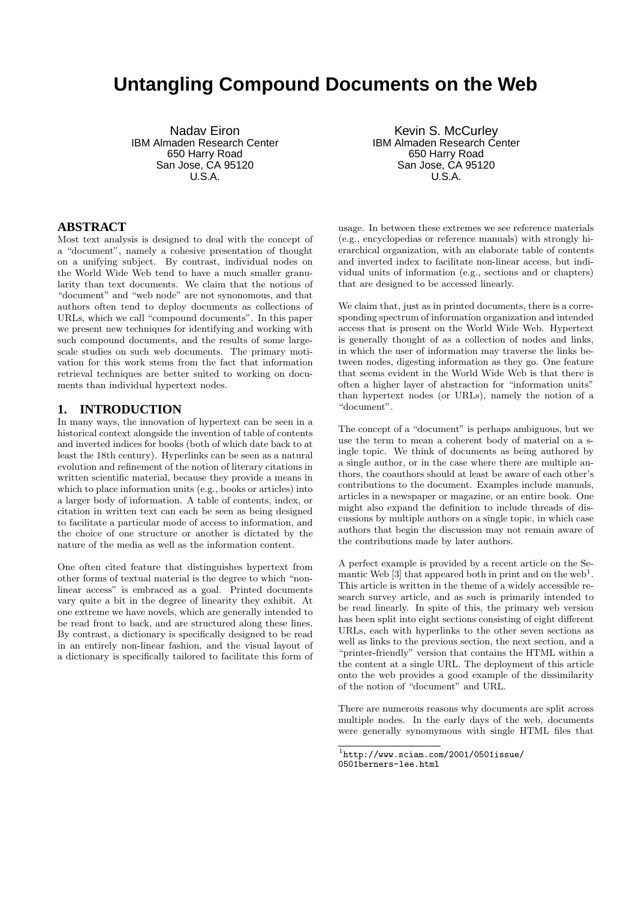# Untangling Compound Documents on the Web

Nadav Eiron
IBM Almaden Research Center
650 Harry Road
San Jose, CA 95120
U.S.A.

Kevin S. McCurley
IBM Almaden Research Center
650 Harry Road
San Jose, CA 95120
U.S.A.

## ABSTRACT

Most text analysis is designed to deal with the concept of a "document", namely a cohesive presentation of thought on a unifying subject. By contrast, individual nodes on the World Wide Web tend to have a much smaller granularity than text documents. We claim that the notions of "document" and "web node" are not synonomous, and that authors often tend to deploy documents as collections of URLs, which we call "compound documents". In this paper we present new techniques for identifying and working with such compound documents, and the results of some large-scale studies on such web documents. The primary motivation for this work stems from the fact that information retrieval techniques are better suited to working on documents than individual hypertext nodes.

## 1. INTRODUCTION

In many ways, the innovation of hypertext can be seen in a historical context alongside the invention of table of contents and inverted indices for books (both of which date back to at least the 18th century). Hyperlinks can be seen as a natural evolution and refinement of the notion of literary citations in written scientific material, because they provide a means in which to place information units (e.g., books or articles) into a larger body of information. A table of contents, index, or citation in written text can each be seen as being designed to facilitate a particular mode of access to information, and the choice of one structure or another is dictated by the nature of the media as well as the information content.

One often cited feature that distinguishes hypertext from other forms of textual material is the degree to which "non-linear access" is embraced as a goal. Printed documents vary quite a bit in the degree of linearity they exhibit. At one extreme we have novels, which are generally intended to be read front to back, and are structured along these lines. By contrast, a dictionary is specifically designed to be read in an entirely non-linear fashion, and the visual layout of a dictionary is specifically tailored to facilitate this form of usage. In between these extremes we see reference materials (e.g., encyclopedias or reference manuals) with strongly hierarchical organization, with an elaborate table of contents and inverted index to facilitate non-linear access, but individual units of information (e.g., sections and or chapters) that are designed to be accessed linearly.

We claim that, just as in printed documents, there is a corresponding spectrum of information organization and intended access that is present on the World Wide Web. Hypertext is generally thought of as a collection of nodes and links, in which the user of information may traverse the links between nodes, digesting information as they go. One feature that seems evident in the World Wide Web is that there is often a higher layer of abstraction for "information units" than hypertext nodes (or URLs), namely the notion of a "document".

The concept of a "document" is perhaps ambiguous, but we use the term to mean a coherent body of material on a single topic. We think of documents as being authored by a single author, or in the case where there are multiple authors, the coauthors should at least be aware of each other's contributions to the document. Examples include manuals, articles in a newspaper or magazine, or an entire book. One might also expand the definition to include threads of discussions by multiple authors on a single topic, in which case authors that begin the discussion may not remain aware of the contributions made by later authors.

A perfect example is provided by a recent article on the Semantic Web [3] that appeared both in print and on the web[1]. This article is written in the theme of a widely accessible research survey article, and as such is primarily intended to be read linearly. In spite of this, the primary web version has been split into eight sections consisting of eight different URLs, each with hyperlinks to the other seven sections as well as links to the previous section, the next section, and a "printer-friendly" version that contains the HTML within a the content at a single URL. The deployment of this article onto the web provides a good example of the dissimilarity of the notion of "document" and URL.

There are numerous reasons why documents are split across multiple nodes. In the early days of the web, documents were generally synomymous with single HTML files that

[1] http://www.sciam.com/2001/0501issue/0501berners-lee.html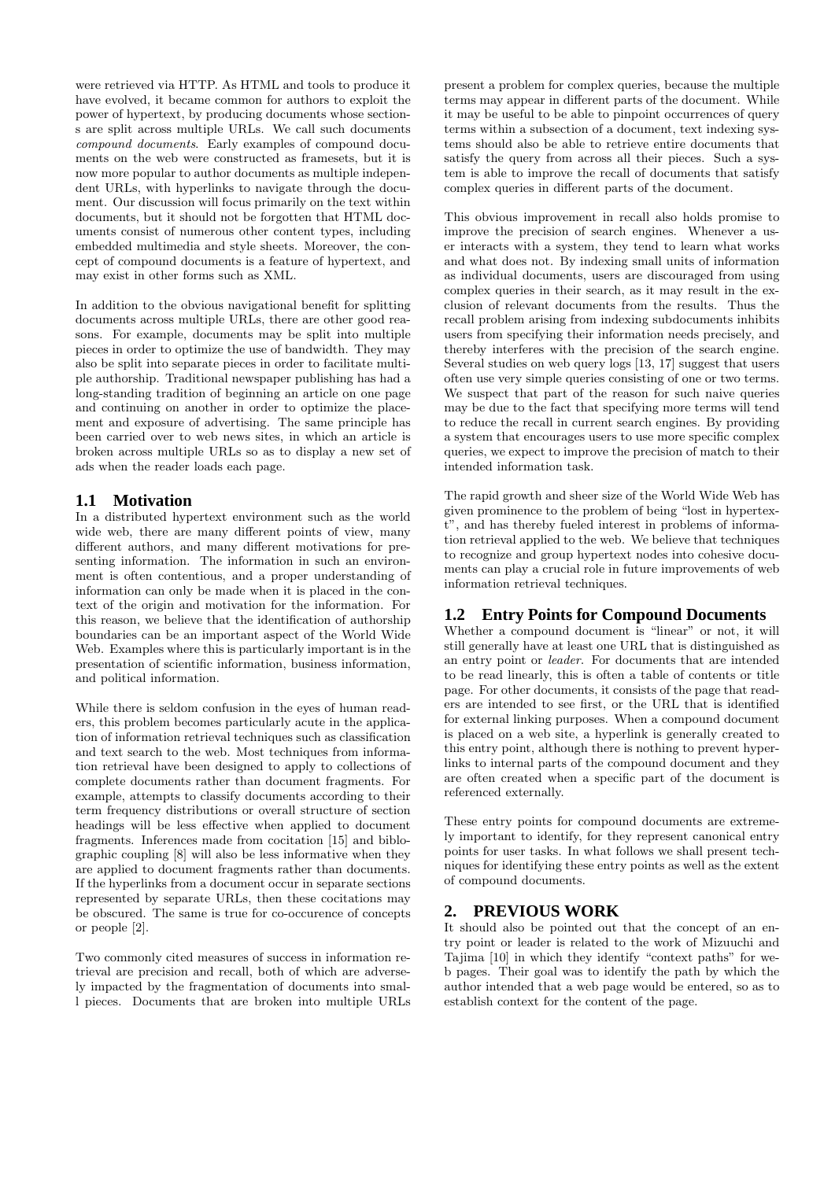were retrieved via HTTP. As HTML and tools to produce it have evolved, it became common for authors to exploit the power of hypertext, by producing documents whose sections are split across multiple URLs. We call such documents *compound documents*. Early examples of compound documents on the web were constructed as framesets, but it is now more popular to author documents as multiple independent URLs, with hyperlinks to navigate through the document. Our discussion will focus primarily on the text within documents, but it should not be forgotten that HTML documents consist of numerous other content types, including embedded multimedia and style sheets. Moreover, the concept of compound documents is a feature of hypertext, and may exist in other forms such as XML.

In addition to the obvious navigational benefit for splitting documents across multiple URLs, there are other good reasons. For example, documents may be split into multiple pieces in order to optimize the use of bandwidth. They may also be split into separate pieces in order to facilitate multiple authorship. Traditional newspaper publishing has had a long-standing tradition of beginning an article on one page and continuing on another in order to optimize the placement and exposure of advertising. The same principle has been carried over to web news sites, in which an article is broken across multiple URLs so as to display a new set of ads when the reader loads each page.

## 1.1 Motivation

In a distributed hypertext environment such as the world wide web, there are many different points of view, many different authors, and many different motivations for presenting information. The information in such an environment is often contentious, and a proper understanding of information can only be made when it is placed in the context of the origin and motivation for the information. For this reason, we believe that the identification of authorship boundaries can be an important aspect of the World Wide Web. Examples where this is particularly important is in the presentation of scientific information, business information, and political information.

While there is seldom confusion in the eyes of human readers, this problem becomes particularly acute in the application of information retrieval techniques such as classification and text search to the web. Most techniques from information retrieval have been designed to apply to collections of complete documents rather than document fragments. For example, attempts to classify documents according to their term frequency distributions or overall structure of section headings will be less effective when applied to document fragments. Inferences made from cocitation [15] and biblographic coupling [8] will also be less informative when they are applied to document fragments rather than documents. If the hyperlinks from a document occur in separate sections represented by separate URLs, then these cocitations may be obscured. The same is true for co-occurence of concepts or people [2].

Two commonly cited measures of success in information retrieval are precision and recall, both of which are adversely impacted by the fragmentation of documents into small pieces. Documents that are broken into multiple URLs present a problem for complex queries, because the multiple terms may appear in different parts of the document. While it may be useful to be able to pinpoint occurrences of query terms within a subsection of a document, text indexing systems should also be able to retrieve entire documents that satisfy the query from across all their pieces. Such a system is able to improve the recall of documents that satisfy complex queries in different parts of the document.

This obvious improvement in recall also holds promise to improve the precision of search engines. Whenever a user interacts with a system, they tend to learn what works and what does not. By indexing small units of information as individual documents, users are discouraged from using complex queries in their search, as it may result in the exclusion of relevant documents from the results. Thus the recall problem arising from indexing subdocuments inhibits users from specifying their information needs precisely, and thereby interferes with the precision of the search engine. Several studies on web query logs [13, 17] suggest that users often use very simple queries consisting of one or two terms. We suspect that part of the reason for such naive queries may be due to the fact that specifying more terms will tend to reduce the recall in current search engines. By providing a system that encourages users to use more specific complex queries, we expect to improve the precision of match to their intended information task.

The rapid growth and sheer size of the World Wide Web has given prominence to the problem of being "lost in hypertext", and has thereby fueled interest in problems of information retrieval applied to the web. We believe that techniques to recognize and group hypertext nodes into cohesive documents can play a crucial role in future improvements of web information retrieval techniques.

## 1.2 Entry Points for Compound Documents

Whether a compound document is "linear" or not, it will still generally have at least one URL that is distinguished as an entry point or *leader*. For documents that are intended to be read linearly, this is often a table of contents or title page. For other documents, it consists of the page that readers are intended to see first, or the URL that is identified for external linking purposes. When a compound document is placed on a web site, a hyperlink is generally created to this entry point, although there is nothing to prevent hyperlinks to internal parts of the compound document and they are often created when a specific part of the document is referenced externally.

These entry points for compound documents are extremely important to identify, for they represent canonical entry points for user tasks. In what follows we shall present techniques for identifying these entry points as well as the extent of compound documents.

# 2. PREVIOUS WORK

It should also be pointed out that the concept of an entry point or leader is related to the work of Mizuuchi and Tajima [10] in which they identify "context paths" for web pages. Their goal was to identify the path by which the author intended that a web page would be entered, so as to establish context for the content of the page.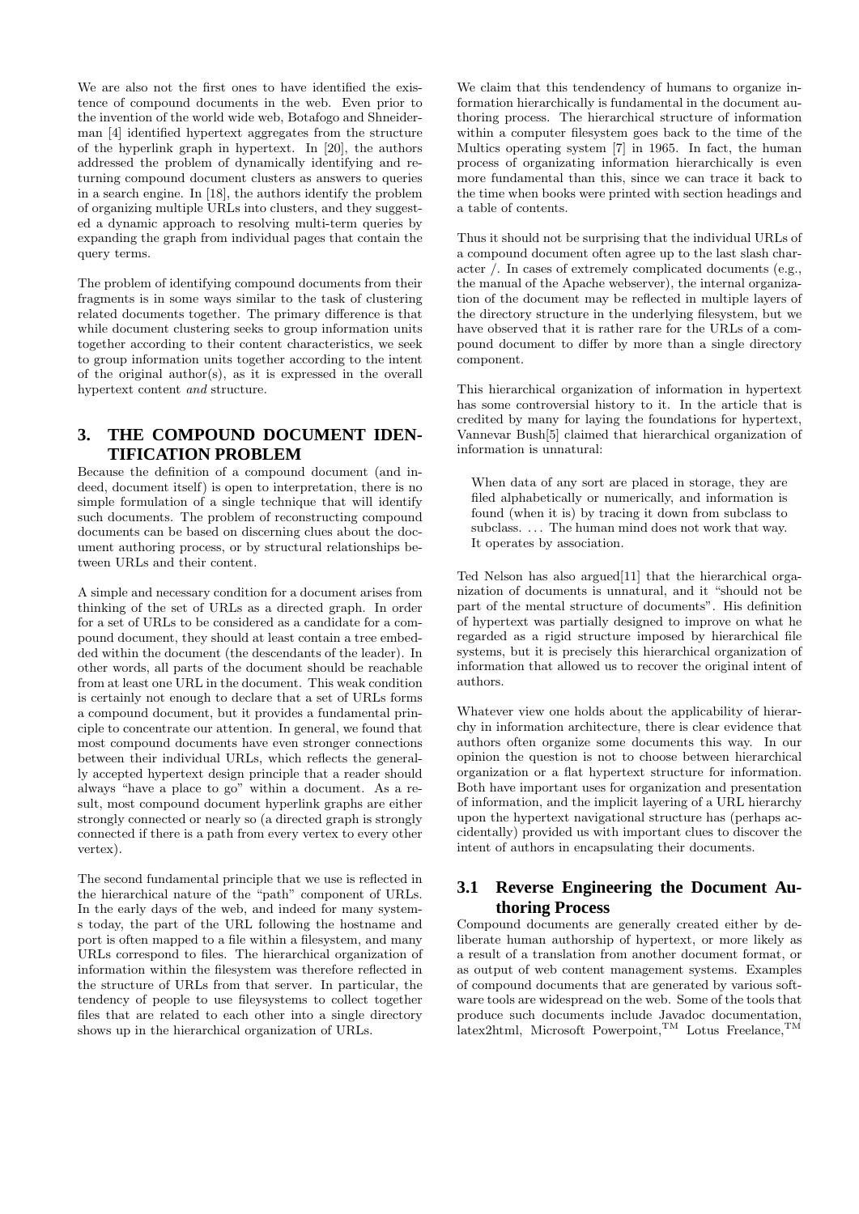We are also not the first ones to have identified the existence of compound documents in the web. Even prior to the invention of the world wide web, Botafogo and Shneiderman [4] identified hypertext aggregates from the structure of the hyperlink graph in hypertext. In [20], the authors addressed the problem of dynamically identifying and returning compound document clusters as answers to queries in a search engine. In [18], the authors identify the problem of organizing multiple URLs into clusters, and they suggested a dynamic approach to resolving multi-term queries by expanding the graph from individual pages that contain the query terms.

The problem of identifying compound documents from their fragments is in some ways similar to the task of clustering related documents together. The primary difference is that while document clustering seeks to group information units together according to their content characteristics, we seek to group information units together according to the intent of the original author(s), as it is expressed in the overall hypertext content *and* structure.

## 3. THE COMPOUND DOCUMENT IDENTIFICATION PROBLEM

Because the definition of a compound document (and indeed, document itself) is open to interpretation, there is no simple formulation of a single technique that will identify such documents. The problem of reconstructing compound documents can be based on discerning clues about the document authoring process, or by structural relationships between URLs and their content.

A simple and necessary condition for a document arises from thinking of the set of URLs as a directed graph. In order for a set of URLs to be considered as a candidate for a compound document, they should at least contain a tree embedded within the document (the descendants of the leader). In other words, all parts of the document should be reachable from at least one URL in the document. This weak condition is certainly not enough to declare that a set of URLs forms a compound document, but it provides a fundamental principle to concentrate our attention. In general, we found that most compound documents have even stronger connections between their individual URLs, which reflects the generally accepted hypertext design principle that a reader should always "have a place to go" within a document. As a result, most compound document hyperlink graphs are either strongly connected or nearly so (a directed graph is strongly connected if there is a path from every vertex to every other vertex).

The second fundamental principle that we use is reflected in the hierarchical nature of the "path" component of URLs. In the early days of the web, and indeed for many systems today, the part of the URL following the hostname and port is often mapped to a file within a filesystem, and many URLs correspond to files. The hierarchical organization of information within the filesystem was therefore reflected in the structure of URLs from that server. In particular, the tendency of people to use fileysystems to collect together files that are related to each other into a single directory shows up in the hierarchical organization of URLs.

We claim that this tendendency of humans to organize information hierarchically is fundamental in the document authoring process. The hierarchical structure of information within a computer filesystem goes back to the time of the Multics operating system [7] in 1965. In fact, the human process of organizating information hierarchically is even more fundamental than this, since we can trace it back to the time when books were printed with section headings and a table of contents.

Thus it should not be surprising that the individual URLs of a compound document often agree up to the last slash character /. In cases of extremely complicated documents (e.g., the manual of the Apache webserver), the internal organization of the document may be reflected in multiple layers of the directory structure in the underlying filesystem, but we have observed that it is rather rare for the URLs of a compound document to differ by more than a single directory component.

This hierarchical organization of information in hypertext has some controversial history to it. In the article that is credited by many for laying the foundations for hypertext, Vannevar Bush[5] claimed that hierarchical organization of information is unnatural:

> When data of any sort are placed in storage, they are filed alphabetically or numerically, and information is found (when it is) by tracing it down from subclass to subclass. ... The human mind does not work that way. It operates by association.

Ted Nelson has also argued[11] that the hierarchical organization of documents is unnatural, and it "should not be part of the mental structure of documents". His definition of hypertext was partially designed to improve on what he regarded as a rigid structure imposed by hierarchical file systems, but it is precisely this hierarchical organization of information that allowed us to recover the original intent of authors.

Whatever view one holds about the applicability of hierarchy in information architecture, there is clear evidence that authors often organize some documents this way. In our opinion the question is not to choose between hierarchical organization or a flat hypertext structure for information. Both have important uses for organization and presentation of information, and the implicit layering of a URL hierarchy upon the hypertext navigational structure has (perhaps accidentally) provided us with important clues to discover the intent of authors in encapsulating their documents.

### 3.1 Reverse Engineering the Document Authoring Process

Compound documents are generally created either by deliberate human authorship of hypertext, or more likely as a result of a translation from another document format, or as output of web content management systems. Examples of compound documents that are generated by various software tools are widespread on the web. Some of the tools that produce such documents include Javadoc documentation, latex2html, Microsoft Powerpoint,™ Lotus Freelance,™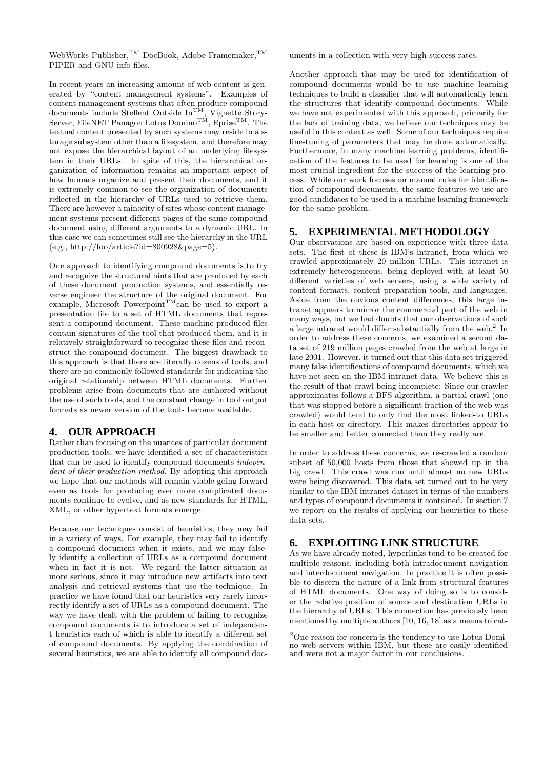WebWorks Publisher,™ DocBook, Adobe Framemaker,™ PIPER and GNU info files.

In recent years an increasing amount of web content is generated by "content management systems". Examples of content management systems that often produce compound documents include Stellent Outside In™, Vignette StoryServer, FileNET Panagon Lotus Domino™, Eprise™. The textual content presented by such systems may reside in a storage subsystem other than a filesystem, and therefore may not expose the hierarchical layout of an underlying filesystem in their URLs. In spite of this, the hierarchical organization of information remains an important aspect of how humans organize and present their documents, and it is extremely common to see the organization of documents reflected in the hierarchy of URLs used to retrieve them. There are however a minority of sites whose content management systems present different pages of the same compound document using different arguments to a dynamic URL. In this case we can sometimes still see the hierarchy in the URL (e.g., http://foo/article?id=800928&page=5).

One approach to identifying compound documents is to try and recognize the structural hints that are produced by each of these document production systems, and essentially reverse engineer the structure of the original document. For example, Microsoft Powerpoint™can be used to export a presentation file to a set of HTML documents that represent a compound document. These machine-produced files contain signatures of the tool that produced them, and it is relatively straightforward to recognize these files and reconstruct the compound document. The biggest drawback to this approach is that there are literally dozens of tools, and there are no commonly followed standards for indicating the original relationship between HTML documents. Further problems arise from documents that are authored without the use of such tools, and the constant change in tool output formats as newer version of the tools become available.

## 4. OUR APPROACH

Rather than focusing on the nuances of particular document production tools, we have identified a set of characteristics that can be used to identify compound documents *independent of their production method*. By adopting this approach we hope that our methods will remain viable going forward even as tools for producing ever more complicated documents continue to evolve, and as new standards for HTML, XML, or other hypertext formats emerge.

Because our techniques consist of heuristics, they may fail in a variety of ways. For example, they may fail to identify a compound document when it exists, and we may falsely identify a collection of URLs as a compound document when in fact it is not. We regard the latter situation as more serious, since it may introduce new artifacts into text analysis and retrieval systems that use the technique. In practice we have found that our heuristics very rarely incorrectly identify a set of URLs as a compound document. The way we have dealt with the problem of failing to recognize compound documents is to introduce a set of independent heuristics each of which is able to identify a different set of compound documents. By applying the combination of several heuristics, we are able to identify all compound documents in a collection with very high success rates.

Another approach that may be used for identification of compound documents would be to use machine learning techniques to build a classifier that will automatically learn the structures that identify compound documents. While we have not experimented with this approach, primarily for the lack of training data, we believe our techniques may be useful in this context as well. Some of our techniques require fine-tuning of parameters that may be done automatically. Furthermore, in many machine learning problems, identification of the features to be used for learning is one of the most crucial ingredient for the success of the learning process. While our work focuses on manual rules for identification of compound documents, the same features we use are good candidates to be used in a machine learning framework for the same problem.

## 5. EXPERIMENTAL METHODOLOGY

Our observations are based on experience with three data sets. The first of these is IBM's intranet, from which we crawled approximately 20 million URLs. This intranet is extremely heterogeneous, being deployed with at least 50 different varieties of web servers, using a wide variety of content formats, content preparation tools, and languages. Aside from the obvious content differences, this large intranet appears to mirror the commercial part of the web in many ways, but we had doubts that our observations of such a large intranet would differ substantially from the web.[2] In order to address these concerns, we examined a second data set of 219 million pages crawled from the web at large in late 2001. However, it turned out that this data set triggered many false identifications of compound documents, which we have not seen on the IBM intranet data. We believe this is the result of that crawl being incomplete: Since our crawler approximates follows a BFS algorithm, a partial crawl (one that was stopped before a significant fraction of the web was crawled) would tend to only find the most linked-to URLs in each host or directory. This makes directories appear to be smaller and better connected than they really are.

In order to address these concerns, we re-crawled a random subset of 50,000 hosts from those that showed up in the big crawl. This crawl was run until almost no new URLs were being discovered. This data set turned out to be very similar to the IBM intranet dataset in terms of the numbers and types of compound documents it contained. In section 7 we report on the results of applying our heuristics to these data sets.

## 6. EXPLOITING LINK STRUCTURE

As we have already noted, hyperlinks tend to be created for multiple reasons, including both intradocument navigation and interdocument navigation. In practice it is often possible to discern the nature of a link from structural features of HTML documents. One way of doing so is to consider the relative position of source and destination URLs in the hierarchy of URLs. This connection has previously been mentioned by multiple authors [10, 16, 18] as a means to cat-

[2] One reason for concern is the tendency to use Lotus Domino web servers within IBM, but these are easily identified and were not a major factor in our conclusions.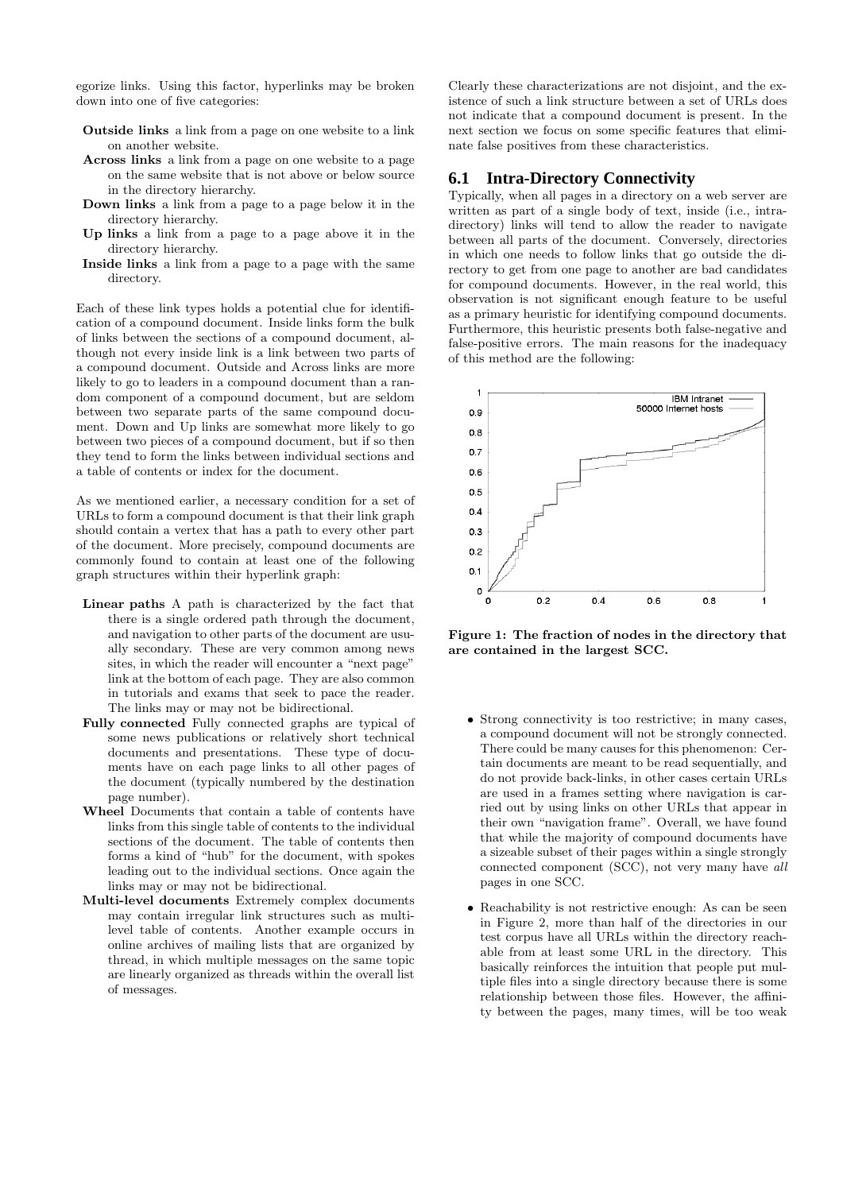egorize links. Using this factor, hyperlinks may be broken down into one of five categories:

- **Outside links** a link from a page on one website to a link on another website.
- **Across links** a link from a page on one website to a page on the same website that is not above or below source in the directory hierarchy.
- **Down links** a link from a page to a page below it in the directory hierarchy.
- **Up links** a link from a page to a page above it in the directory hierarchy.
- **Inside links** a link from a page to a page with the same directory.

Each of these link types holds a potential clue for identification of a compound document. Inside links form the bulk of links between the sections of a compound document, although not every inside link is a link between two parts of a compound document. Outside and Across links are more likely to go to leaders in a compound document than a random component of a compound document, but are seldom between two separate parts of the same compound document. Down and Up links are somewhat more likely to go between two pieces of a compound document, but if so then they tend to form the links between individual sections and a table of contents or index for the document.

As we mentioned earlier, a necessary condition for a set of URLs to form a compound document is that their link graph should contain a vertex that has a path to every other part of the document. More precisely, compound documents are commonly found to contain at least one of the following graph structures within their hyperlink graph:

- **Linear paths** A path is characterized by the fact that there is a single ordered path through the document, and navigation to other parts of the document are usually secondary. These are very common among news sites, in which the reader will encounter a "next page" link at the bottom of each page. They are also common in tutorials and exams that seek to pace the reader. The links may or may not be bidirectional.
- **Fully connected** Fully connected graphs are typical of some news publications or relatively short technical documents and presentations. These type of documents have on each page links to all other pages of the document (typically numbered by the destination page number).
- **Wheel** Documents that contain a table of contents have links from this single table of contents to the individual sections of the document. The table of contents then forms a kind of "hub" for the document, with spokes leading out to the individual sections. Once again the links may or may not be bidirectional.
- **Multi-level documents** Extremely complex documents may contain irregular link structures such as multi-level table of contents. Another example occurs in online archives of mailing lists that are organized by thread, in which multiple messages on the same topic are linearly organized as threads within the overall list of messages.

Clearly these characterizations are not disjoint, and the existence of such a link structure between a set of URLs does not indicate that a compound document is present. In the next section we focus on some specific features that eliminate false positives from these characteristics.

## 6.1 Intra-Directory Connectivity

Typically, when all pages in a directory on a web server are written as part of a single body of text, inside (i.e., intra-directory) links will tend to allow the reader to navigate between all parts of the document. Conversely, directories in which one needs to follow links that go outside the directory to get from one page to another are bad candidates for compound documents. However, in the real world, this observation is not significant enough feature to be useful as a primary heuristic for identifying compound documents. Furthermore, this heuristic presents both false-negative and false-positive errors. The main reasons for the inadequacy of this method are the following:

**Figure 1: The fraction of nodes in the directory that are contained in the largest SCC.**

- Strong connectivity is too restrictive; in many cases, a compound document will not be strongly connected. There could be many causes for this phenomenon: Certain documents are meant to be read sequentially, and do not provide back-links, in other cases certain URLs are used in a frames setting where navigation is carried out by using links on other URLs that appear in their own "navigation frame". Overall, we have found that while the majority of compound documents have a sizeable subset of their pages within a single strongly connected component (SCC), not very many have *all* pages in one SCC.
- Reachability is not restrictive enough: As can be seen in Figure 2, more than half of the directories in our test corpus have all URLs within the directory reachable from at least some URL in the directory. This basically reinforces the intuition that people put multiple files into a single directory because there is some relationship between those files. However, the affinity between the pages, many times, will be too weak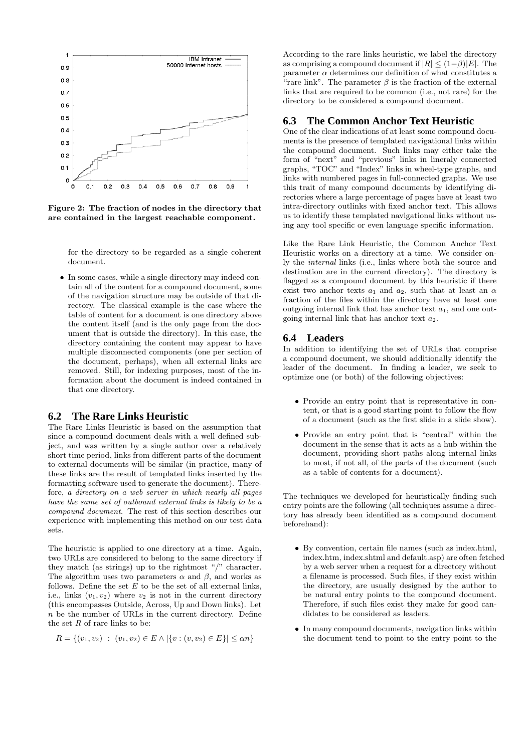1
0.9
0.8
0.7
0.6
0.5
0.4
0.3
0.2
0.1
0
0 0.1 0.2 0.3 0.4 0.5 0.6 0.7 0.8 0.9 1

IBM Intranet
50000 Internet hosts

**Figure 2: The fraction of nodes in the directory that are contained in the largest reachable component.**

for the directory to be regarded as a single coherent document.

- In some cases, while a single directory may indeed contain all of the content for a compound document, some of the navigation structure may be outside of that directory. The classical example is the case where the table of content for a document is one directory above the content itself (and is the only page from the document that is outside the directory). In this case, the directory containing the content may appear to have multiple disconnected components (one per section of the document, perhaps), when all external links are removed. Still, for indexing purposes, most of the information about the document is indeed contained in that one directory.

## 6.2 The Rare Links Heuristic

The Rare Links Heuristic is based on the assumption that since a compound document deals with a well defined subject, and was written by a single author over a relatively short time period, links from different parts of the document to external documents will be similar (in practice, many of these links are the result of templated links inserted by the formatting software used to generate the document). Therefore, *a directory on a web server in which nearly all pages have the same set of outbound external links is likely to be a compound document*. The rest of this section describes our experience with implementing this method on our test data sets.

The heuristic is applied to one directory at a time. Again, two URLs are considered to belong to the same directory if they match (as strings) up to the rightmost "/" character. The algorithm uses two parameters $\alpha$ and $\beta$, and works as follows. Define the set $E$ to be the set of all external links, i.e., links $(v_1, v_2)$ where $v_2$ is not in the current directory (this encompasses Outside, Across, Up and Down links). Let $n$ be the number of URLs in the current directory. Define the set $R$ of rare links to be:

$$R = \{(v_1, v_2) \ : \ (v_1, v_2) \in E \wedge |\{v : (v, v_2) \in E\}| \leq \alpha n\}$$

According to the rare links heuristic, we label the directory as comprising a compound document if $|R| \leq (1-\beta)|E|$. The parameter $\alpha$ determines our definition of what constitutes a "rare link". The parameter $\beta$ is the fraction of the external links that are required to be common (i.e., not rare) for the directory to be considered a compound document.

## 6.3 The Common Anchor Text Heuristic

One of the clear indications of at least some compound documents is the presence of templated navigational links within the compound document. Such links may either take the form of "next" and "previous" links in lineraly connected graphs, "TOC" and "Index" links in wheel-type graphs, and links with numbered pages in full-connected graphs. We use this trait of many compound documents by identifying directories where a large percentage of pages have at least two intra-directory outlinks with fixed anchor text. This allows us to identify these templated navigational links without using any tool specific or even language specific information.

Like the Rare Link Heuristic, the Common Anchor Text Heuristic works on a directory at a time. We consider only the *internal* links (i.e., links where both the source and destination are in the current directory). The directory is flagged as a compound document by this heuristic if there exist two anchor texts $a_1$ and $a_2$, such that at least an $\alpha$ fraction of the files within the directory have at least one outgoing internal link that has anchor text $a_1$, and one outgoing internal link that has anchor text $a_2$.

## 6.4 Leaders

In addition to identifying the set of URLs that comprise a compound document, we should additionally identify the leader of the document. In finding a leader, we seek to optimize one (or both) of the following objectives:

- Provide an entry point that is representative in content, or that is a good starting point to follow the flow of a document (such as the first slide in a slide show).
- Provide an entry point that is "central" within the document in the sense that it acts as a hub within the document, providing short paths along internal links to most, if not all, of the parts of the document (such as a table of contents for a document).

The techniques we developed for heuristically finding such entry points are the following (all techniques assume a directory has already been identified as a compound document beforehand):

- By convention, certain file names (such as index.html, index.htm, index.shtml and default.asp) are often fetched by a web server when a request for a directory without a filename is processed. Such files, if they exist within the directory, are usually designed by the author to be natural entry points to the compound document. Therefore, if such files exist they make for good candidates to be considered as leaders.
- In many compound documents, navigation links within the document tend to point to the entry point to the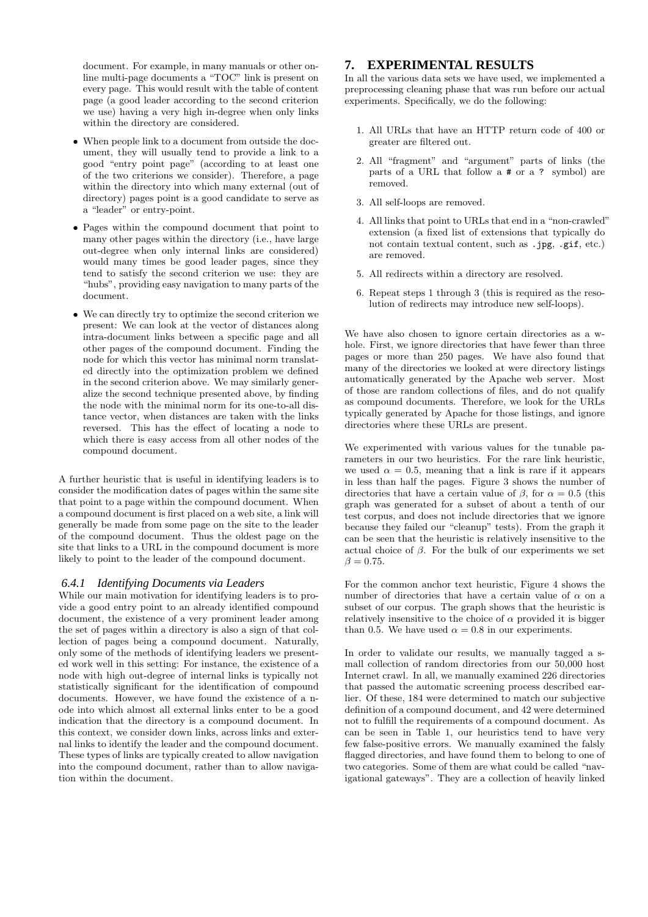document. For example, in many manuals or other online multi-page documents a "TOC" link is present on every page. This would result with the table of content page (a good leader according to the second criterion we use) having a very high in-degree when only links within the directory are considered.

- When people link to a document from outside the document, they will usually tend to provide a link to a good "entry point page" (according to at least one of the two criterions we consider). Therefore, a page within the directory into which many external (out of directory) pages point is a good candidate to serve as a "leader" or entry-point.
- Pages within the compound document that point to many other pages within the directory (i.e., have large out-degree when only internal links are considered) would many times be good leader pages, since they tend to satisfy the second criterion we use: they are "hubs", providing easy navigation to many parts of the document.
- We can directly try to optimize the second criterion we present: We can look at the vector of distances along intra-document links between a specific page and all other pages of the compound document. Finding the node for which this vector has minimal norm translated directly into the optimization problem we defined in the second criterion above. We may similarly generalize the second technique presented above, by finding the node with the minimal norm for its one-to-all distance vector, when distances are taken with the links reversed. This has the effect of locating a node to which there is easy access from all other nodes of the compound document.

A further heuristic that is useful in identifying leaders is to consider the modification dates of pages within the same site that point to a page within the compound document. When a compound document is first placed on a web site, a link will generally be made from some page on the site to the leader of the compound document. Thus the oldest page on the site that links to a URL in the compound document is more likely to point to the leader of the compound document.

### 6.4.1 Identifying Documents via Leaders

While our main motivation for identifying leaders is to provide a good entry point to an already identified compound document, the existence of a very prominent leader among the set of pages within a directory is also a sign of that collection of pages being a compound document. Naturally, only some of the methods of identifying leaders we presented work well in this setting: For instance, the existence of a node with high out-degree of internal links is typically not statistically significant for the identification of compound documents. However, we have found the existence of a node into which almost all external links enter to be a good indication that the directory is a compound document. In this context, we consider down links, across links and external links to identify the leader and the compound document. These types of links are typically created to allow navigation into the compound document, rather than to allow navigation within the document.

## 7. EXPERIMENTAL RESULTS

In all the various data sets we have used, we implemented a preprocessing cleaning phase that was run before our actual experiments. Specifically, we do the following:

1. All URLs that have an HTTP return code of 400 or greater are filtered out.
2. All "fragment" and "argument" parts of links (the parts of a URL that follow a `#` or a `?` symbol) are removed.
3. All self-loops are removed.
4. All links that point to URLs that end in a "non-crawled" extension (a fixed list of extensions that typically do not contain textual content, such as `.jpg`, `.gif`, etc.) are removed.
5. All redirects within a directory are resolved.
6. Repeat steps 1 through 3 (this is required as the resolution of redirects may introduce new self-loops).

We have also chosen to ignore certain directories as a whole. First, we ignore directories that have fewer than three pages or more than 250 pages. We have also found that many of the directories we looked at were directory listings automatically generated by the Apache web server. Most of those are random collections of files, and do not qualify as compound documents. Therefore, we look for the URLs typically generated by Apache for those listings, and ignore directories where these URLs are present.

We experimented with various values for the tunable parameters in our two heuristics. For the rare link heuristic, we used $\alpha = 0.5$, meaning that a link is rare if it appears in less than half the pages. Figure 3 shows the number of directories that have a certain value of $\beta$, for $\alpha = 0.5$ (this graph was generated for a subset of about a tenth of our test corpus, and does not include directories that we ignore because they failed our "cleanup" tests). From the graph it can be seen that the heuristic is relatively insensitive to the actual choice of $\beta$. For the bulk of our experiments we set $\beta = 0.75$.

For the common anchor text heuristic, Figure 4 shows the number of directories that have a certain value of $\alpha$ on a subset of our corpus. The graph shows that the heuristic is relatively insensitive to the choice of $\alpha$ provided it is bigger than 0.5. We have used $\alpha = 0.8$ in our experiments.

In order to validate our results, we manually tagged a small collection of random directories from our 50,000 host Internet crawl. In all, we manually examined 226 directories that passed the automatic screening process described earlier. Of these, 184 were determined to match our subjective definition of a compound document, and 42 were determined not to fulfill the requirements of a compound document. As can be seen in Table 1, our heuristics tend to have very few false-positive errors. We manually examined the falsly flagged directories, and have found them to belong to one of two categories. Some of them are what could be called "navigational gateways". They are a collection of heavily linked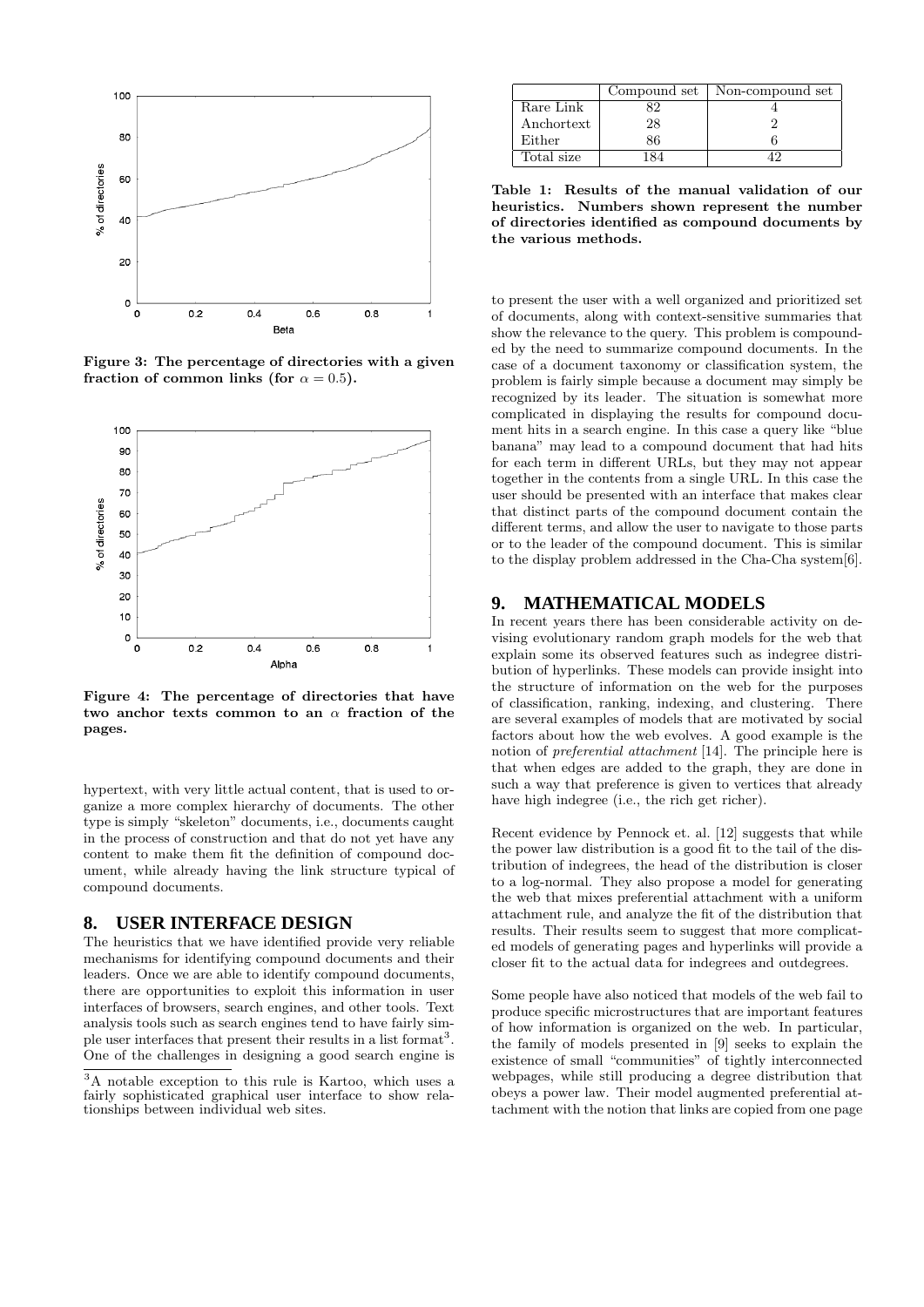Figure 3: The percentage of directories with a given fraction of common links (for $\alpha = 0.5$).

Figure 4: The percentage of directories that have two anchor texts common to an $\alpha$ fraction of the pages.

hypertext, with very little actual content, that is used to organize a more complex hierarchy of documents. The other type is simply "skeleton" documents, i.e., documents caught in the process of construction and that do not yet have any content to make them fit the definition of compound document, while already having the link structure typical of compound documents.

## 8. USER INTERFACE DESIGN

The heuristics that we have identified provide very reliable mechanisms for identifying compound documents and their leaders. Once we are able to identify compound documents, there are opportunities to exploit this information in user interfaces of browsers, search engines, and other tools. Text analysis tools such as search engines tend to have fairly simple user interfaces that present their results in a list format[3]. One of the challenges in designing a good search engine is to present the user with a well organized and prioritized set of documents, along with context-sensitive summaries that show the relevance to the query. This problem is compounded by the need to summarize compound documents. In the case of a document taxonomy or classification system, the problem is fairly simple because a document may simply be recognized by its leader. The situation is somewhat more complicated in displaying the results for compound document hits in a search engine. In this case a query like "blue banana" may lead to a compound document that had hits for each term in different URLs, but they may not appear together in the contents from a single URL. In this case the user should be presented with an interface that makes clear that distinct parts of the compound document contain the different terms, and allow the user to navigate to those parts or to the leader of the compound document. This is similar to the display problem addressed in the Cha-Cha system[6].

[3]A notable exception to this rule is Kartoo, which uses a fairly sophisticated graphical user interface to show relationships between individual web sites.

| | Compound set | Non-compound set |
|---|---|---|
| Rare Link | 82 | 4 |
| Anchortext | 28 | 2 |
| Either | 86 | 6 |
| Total size | 184 | 42 |

**Table 1: Results of the manual validation of our heuristics. Numbers shown represent the number of directories identified as compound documents by the various methods.**

## 9. MATHEMATICAL MODELS

In recent years there has been considerable activity on devising evolutionary random graph models for the web that explain some its observed features such as indegree distribution of hyperlinks. These models can provide insight into the structure of information on the web for the purposes of classification, ranking, indexing, and clustering. There are several examples of models that are motivated by social factors about how the web evolves. A good example is the notion of *preferential attachment* [14]. The principle here is that when edges are added to the graph, they are done in such a way that preference is given to vertices that already have high indegree (i.e., the rich get richer).

Recent evidence by Pennock et. al. [12] suggests that while the power law distribution is a good fit to the tail of the distribution of indegrees, the head of the distribution is closer to a log-normal. They also propose a model for generating the web that mixes preferential attachment with a uniform attachment rule, and analyze the fit of the distribution that results. Their results seem to suggest that more complicated models of generating pages and hyperlinks will provide a closer fit to the actual data for indegrees and outdegrees.

Some people have also noticed that models of the web fail to produce specific microstructures that are important features of how information is organized on the web. In particular, the family of models presented in [9] seeks to explain the existence of small "communities" of tightly interconnected webpages, while still producing a degree distribution that obeys a power law. Their model augmented preferential attachment with the notion that links are copied from one page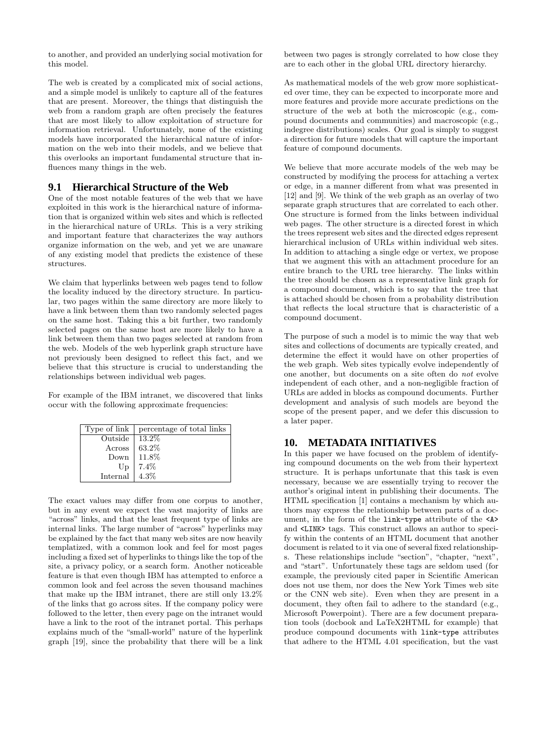to another, and provided an underlying social motivation for this model.

The web is created by a complicated mix of social actions, and a simple model is unlikely to capture all of the features that are present. Moreover, the things that distinguish the web from a random graph are often precisely the features that are most likely to allow exploitation of structure for information retrieval. Unfortunately, none of the existing models have incorporated the hierarchical nature of information on the web into their models, and we believe that this overlooks an important fundamental structure that influences many things in the web.

## 9.1 Hierarchical Structure of the Web

One of the most notable features of the web that we have exploited in this work is the hierarchical nature of information that is organized within web sites and which is reflected in the hierarchical nature of URLs. This is a very striking and important feature that characterizes the way authors organize information on the web, and yet we are unaware of any existing model that predicts the existence of these structures.

We claim that hyperlinks between web pages tend to follow the locality induced by the directory structure. In particular, two pages within the same directory are more likely to have a link between them than two randomly selected pages on the same host. Taking this a bit further, two randomly selected pages on the same host are more likely to have a link between them than two pages selected at random from the web. Models of the web hyperlink graph structure have not previously been designed to reflect this fact, and we believe that this structure is crucial to understanding the relationships between individual web pages.

For example of the IBM intranet, we discovered that links occur with the following approximate frequencies:

| Type of link | percentage of total links |
|---|---|
| Outside | 13.2% |
| Across | 63.2% |
| Down | 11.8% |
| Up | 7.4% |
| Internal | 4.3% |

The exact values may differ from one corpus to another, but in any event we expect the vast majority of links are "across" links, and that the least frequent type of links are internal links. The large number of "across" hyperlinks may be explained by the fact that many web sites are now heavily templatized, with a common look and feel for most pages including a fixed set of hyperlinks to things like the top of the site, a privacy policy, or a search form. Another noticeable feature is that even though IBM has attempted to enforce a common look and feel across the seven thousand machines that make up the IBM intranet, there are still only 13.2% of the links that go across sites. If the company policy were followed to the letter, then every page on the intranet would have a link to the root of the intranet portal. This perhaps explains much of the "small-world" nature of the hyperlink graph [19], since the probability that there will be a link between two pages is strongly correlated to how close they are to each other in the global URL directory hierarchy.

As mathematical models of the web grow more sophisticated over time, they can be expected to incorporate more and more features and provide more accurate predictions on the structure of the web at both the microscopic (e.g., compound documents and communities) and macroscopic (e.g., indegree distributions) scales. Our goal is simply to suggest a direction for future models that will capture the important feature of compound documents.

We believe that more accurate models of the web may be constructed by modifying the process for attaching a vertex or edge, in a manner different from what was presented in [12] and [9]. We think of the web graph as an overlay of two separate graph structures that are correlated to each other. One structure is formed from the links between individual web pages. The other structure is a directed forest in which the trees represent web sites and the directed edges represent hierarchical inclusion of URLs within individual web sites. In addition to attaching a single edge or vertex, we propose that we augment this with an attachment procedure for an entire branch to the URL tree hierarchy. The links within the tree should be chosen as a representative link graph for a compound document, which is to say that the tree that is attached should be chosen from a probability distribution that reflects the local structure that is characteristic of a compound document.

The purpose of such a model is to mimic the way that web sites and collections of documents are typically created, and determine the effect it would have on other properties of the web graph. Web sites typically evolve independently of one another, but documents on a site often do *not* evolve independent of each other, and a non-negligible fraction of URLs are added in blocks as compound documents. Further development and analysis of such models are beyond the scope of the present paper, and we defer this discussion to a later paper.

# 10. METADATA INITIATIVES

In this paper we have focused on the problem of identifying compound documents on the web from their hypertext structure. It is perhaps unfortunate that this task is even necessary, because we are essentially trying to recover the author's original intent in publishing their documents. The HTML specification [1] contains a mechanism by which authors may express the relationship between parts of a document, in the form of the `link-type` attribute of the `<A>` and `<LINK>` tags. This construct allows an author to specify within the contents of an HTML document that another document is related to it via one of several fixed relationships. These relationships include "section", "chapter, "next", and "start". Unfortunately these tags are seldom used (for example, the previously cited paper in Scientific American does not use them, nor does the New York Times web site or the CNN web site). Even when they are present in a document, they often fail to adhere to the standard (e.g., Microsoft Powerpoint). There are a few document preparation tools (docbook and LaTeX2HTML for example) that produce compound documents with `link-type` attributes that adhere to the HTML 4.01 specification, but the vast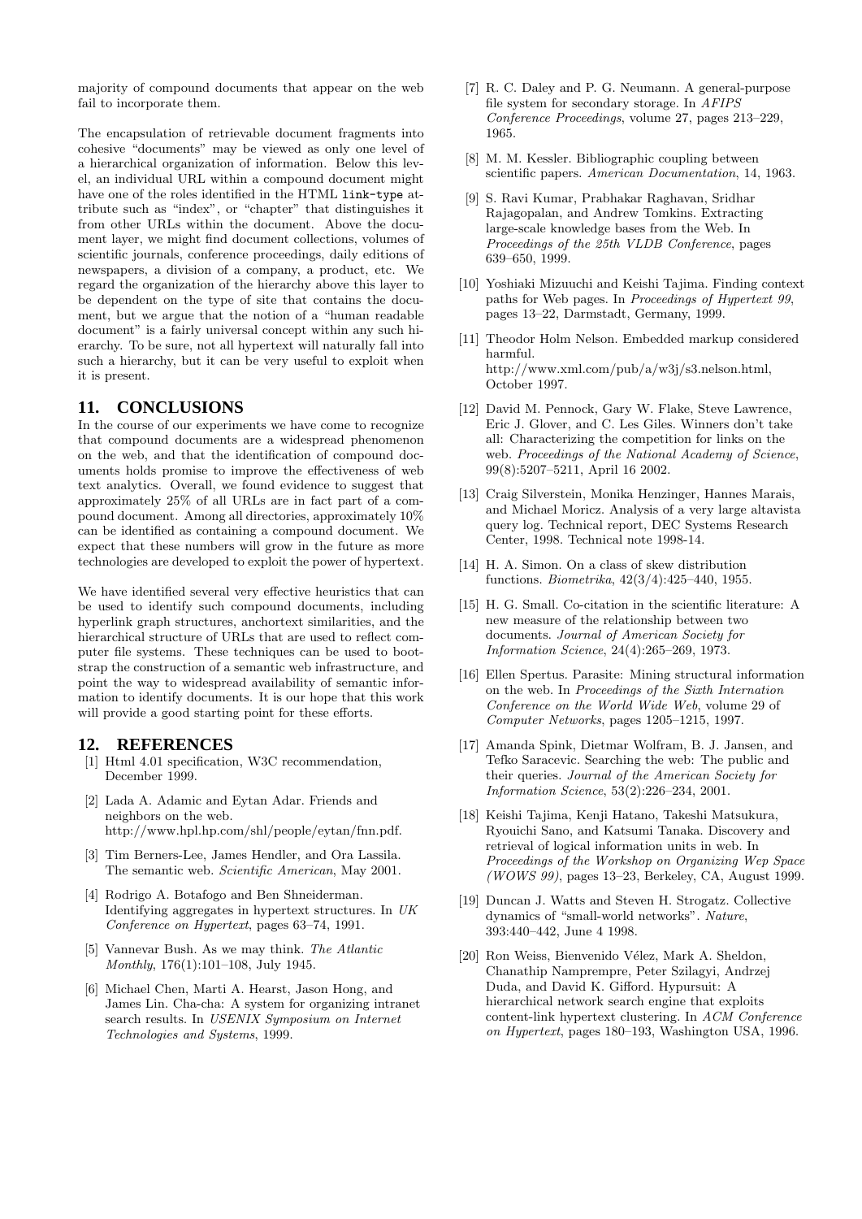majority of compound documents that appear on the web fail to incorporate them.

The encapsulation of retrievable document fragments into cohesive "documents" may be viewed as only one level of a hierarchical organization of information. Below this level, an individual URL within a compound document might have one of the roles identified in the HTML `link-type` attribute such as "index", or "chapter" that distinguishes it from other URLs within the document. Above the document layer, we might find document collections, volumes of scientific journals, conference proceedings, daily editions of newspapers, a division of a company, a product, etc. We regard the organization of the hierarchy above this layer to be dependent on the type of site that contains the document, but we argue that the notion of a "human readable document" is a fairly universal concept within any such hierarchy. To be sure, not all hypertext will naturally fall into such a hierarchy, but it can be very useful to exploit when it is present.

## 11. CONCLUSIONS

In the course of our experiments we have come to recognize that compound documents are a widespread phenomenon on the web, and that the identification of compound documents holds promise to improve the effectiveness of web text analytics. Overall, we found evidence to suggest that approximately 25% of all URLs are in fact part of a compound document. Among all directories, approximately 10% can be identified as containing a compound document. We expect that these numbers will grow in the future as more technologies are developed to exploit the power of hypertext.

We have identified several very effective heuristics that can be used to identify such compound documents, including hyperlink graph structures, anchortext similarities, and the hierarchical structure of URLs that are used to reflect computer file systems. These techniques can be used to bootstrap the construction of a semantic web infrastructure, and point the way to widespread availability of semantic information to identify documents. It is our hope that this work will provide a good starting point for these efforts.

## 12. REFERENCES

[1] Html 4.01 specification, W3C recommendation, December 1999.

[2] Lada A. Adamic and Eytan Adar. Friends and neighbors on the web. http://www.hpl.hp.com/shl/people/eytan/fnn.pdf.

[3] Tim Berners-Lee, James Hendler, and Ora Lassila. The semantic web. *Scientific American*, May 2001.

[4] Rodrigo A. Botafogo and Ben Shneiderman. Identifying aggregates in hypertext structures. In *UK Conference on Hypertext*, pages 63–74, 1991.

[5] Vannevar Bush. As we may think. *The Atlantic Monthly*, 176(1):101–108, July 1945.

[6] Michael Chen, Marti A. Hearst, Jason Hong, and James Lin. Cha-cha: A system for organizing intranet search results. In *USENIX Symposium on Internet Technologies and Systems*, 1999.

[7] R. C. Daley and P. G. Neumann. A general-purpose file system for secondary storage. In *AFIPS Conference Proceedings*, volume 27, pages 213–229, 1965.

[8] M. M. Kessler. Bibliographic coupling between scientific papers. *American Documentation*, 14, 1963.

[9] S. Ravi Kumar, Prabhakar Raghavan, Sridhar Rajagopalan, and Andrew Tomkins. Extracting large-scale knowledge bases from the Web. In *Proceedings of the 25th VLDB Conference*, pages 639–650, 1999.

[10] Yoshiaki Mizuuchi and Keishi Tajima. Finding context paths for Web pages. In *Proceedings of Hypertext 99*, pages 13–22, Darmstadt, Germany, 1999.

[11] Theodor Holm Nelson. Embedded markup considered harmful. http://www.xml.com/pub/a/w3j/s3.nelson.html, October 1997.

[12] David M. Pennock, Gary W. Flake, Steve Lawrence, Eric J. Glover, and C. Les Giles. Winners don't take all: Characterizing the competition for links on the web. *Proceedings of the National Academy of Science*, 99(8):5207–5211, April 16 2002.

[13] Craig Silverstein, Monika Henzinger, Hannes Marais, and Michael Moricz. Analysis of a very large altavista query log. Technical report, DEC Systems Research Center, 1998. Technical note 1998-14.

[14] H. A. Simon. On a class of skew distribution functions. *Biometrika*, 42(3/4):425–440, 1955.

[15] H. G. Small. Co-citation in the scientific literature: A new measure of the relationship between two documents. *Journal of American Society for Information Science*, 24(4):265–269, 1973.

[16] Ellen Spertus. Parasite: Mining structural information on the web. In *Proceedings of the Sixth Internation Conference on the World Wide Web*, volume 29 of *Computer Networks*, pages 1205–1215, 1997.

[17] Amanda Spink, Dietmar Wolfram, B. J. Jansen, and Tefko Saracevic. Searching the web: The public and their queries. *Journal of the American Society for Information Science*, 53(2):226–234, 2001.

[18] Keishi Tajima, Kenji Hatano, Takeshi Matsukura, Ryouichi Sano, and Katsumi Tanaka. Discovery and retrieval of logical information units in web. In *Proceedings of the Workshop on Organizing Wep Space (WOWS 99)*, pages 13–23, Berkeley, CA, August 1999.

[19] Duncan J. Watts and Steven H. Strogatz. Collective dynamics of "small-world networks". *Nature*, 393:440–442, June 4 1998.

[20] Ron Weiss, Bienvenido Vélez, Mark A. Sheldon, Chanathip Namprempre, Peter Szilagyi, Andrzej Duda, and David K. Gifford. Hypursuit: A hierarchical network search engine that exploits content-link hypertext clustering. In *ACM Conference on Hypertext*, pages 180–193, Washington USA, 1996.